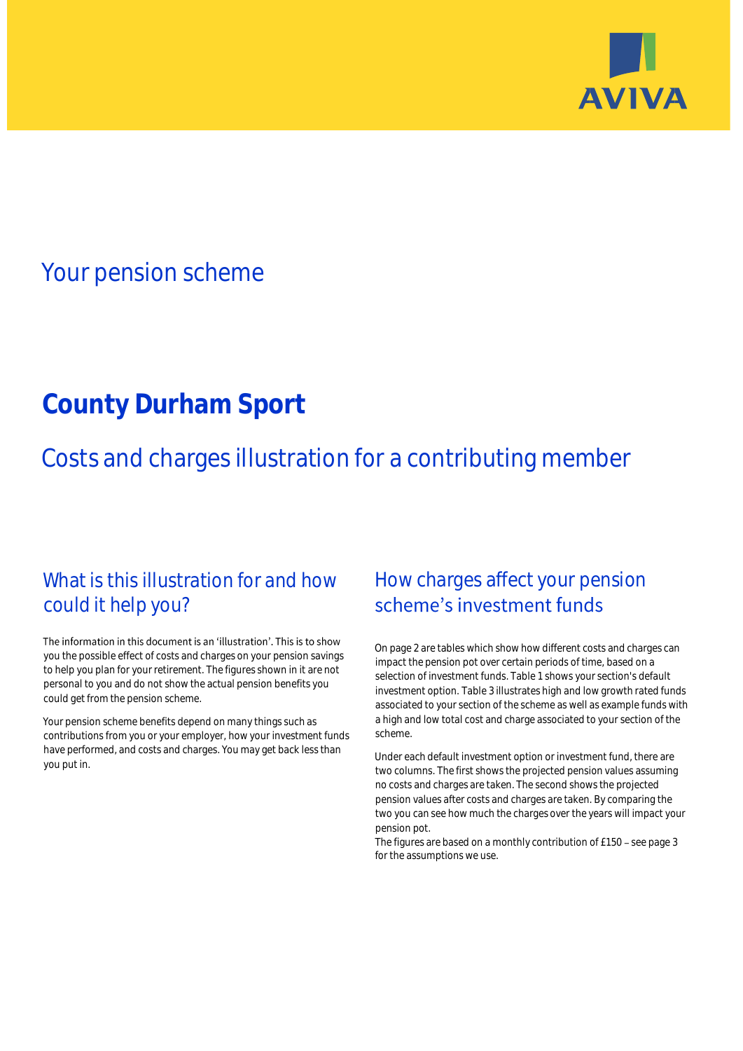AVIVA

# Your pension scheme

# County Durham Sport

## Costs and charges illustration for a contributing member

## What is this illustration for and how could it help you?

The information in this document is an 'illustration'. This is to show you the possible effect of costs and charges on your pension savings to help you plan for your retirement. The figures shown in it are not personal to you and do not show the actual pension benefits you could get from the pension scheme.

Your pension scheme benefits depend on many things such as contributions from you or your employer, how your investment funds have performed, and costs and charges. You may get back less than you put in.

## How charges affect your pension scheme's investment funds

On page 2 are tables which show how different costs and charges can impact the pension pot over certain periods of time, based on a selection of investment funds. Table 1 shows your section's default investment option. Table 3 illustrates high and low growth rated funds associated to your section of the scheme as well as example funds with a high and low total cost and charge associated to your section of the scheme.

Under each default investment option or investment fund, there are two columns. The first shows the projected pension values assuming no costs and charges are taken. The second shows the projected pension values after costs and charges are taken. By comparing the two you can see how much the charges over the years will impact your pension pot.

The figures are based on a monthly contribution of £150 – see page 3 for the assumptions we use.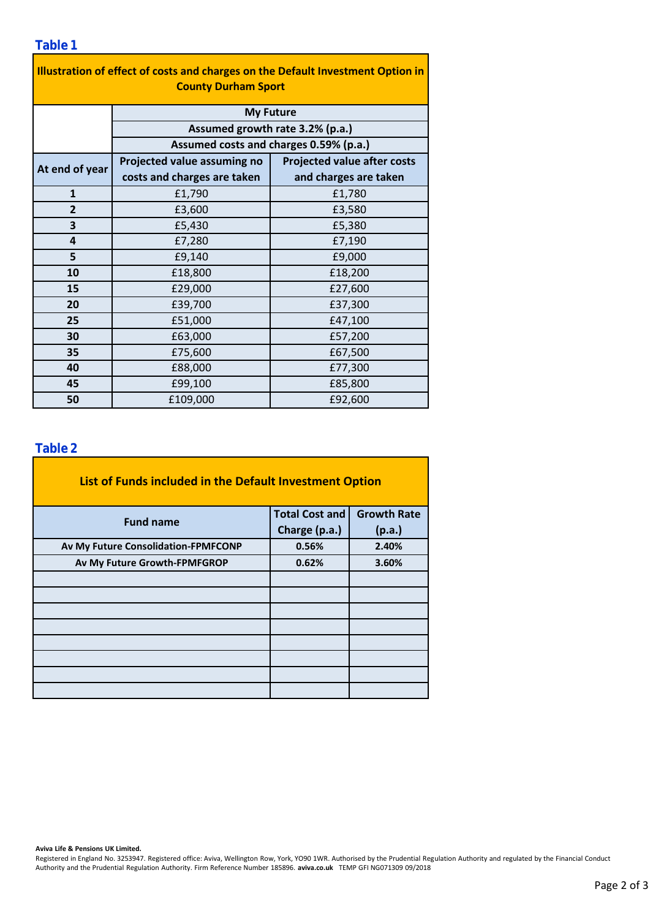## Table 1

| Illustration of effect of costs and charges on the Default Investment Option in County Durham Sport | | |
|---|---|---|
| | **My Future** | |
| | **Assumed growth rate 3.2% (p.a.)** | |
| | **Assumed costs and charges 0.59% (p.a.)** | |
| **At end of year** | **Projected value assuming no costs and charges are taken** | **Projected value after costs and charges are taken** |
| **1** | £1,790 | £1,780 |
| **2** | £3,600 | £3,580 |
| **3** | £5,430 | £5,380 |
| **4** | £7,280 | £7,190 |
| **5** | £9,140 | £9,000 |
| **10** | £18,800 | £18,200 |
| **15** | £29,000 | £27,600 |
| **20** | £39,700 | £37,300 |
| **25** | £51,000 | £47,100 |
| **30** | £63,000 | £57,200 |
| **35** | £75,600 | £67,500 |
| **40** | £88,000 | £77,300 |
| **45** | £99,100 | £85,800 |
| **50** | £109,000 | £92,600 |

## Table 2

| List of Funds included in the Default Investment Option | | |
|---|---|---|
| **Fund name** | **Total Cost and Charge (p.a.)** | **Growth Rate (p.a.)** |
| **Av My Future Consolidation-FPMFCONP** | **0.56%** | **2.40%** |
| **Av My Future Growth-FPMFGROP** | **0.62%** | **3.60%** |
| | | |
| | | |
| | | |
| | | |
| | | |
| | | |
| | | |
| | | |

**Aviva Life & Pensions UK Limited.**
Registered in England No. 3253947. Registered office: Aviva, Wellington Row, York, YO90 1WR. Authorised by the Prudential Regulation Authority and regulated by the Financial Conduct Authority and the Prudential Regulation Authority. Firm Reference Number 185896. **aviva.co.uk** TEMP GFI NG071309 09/2018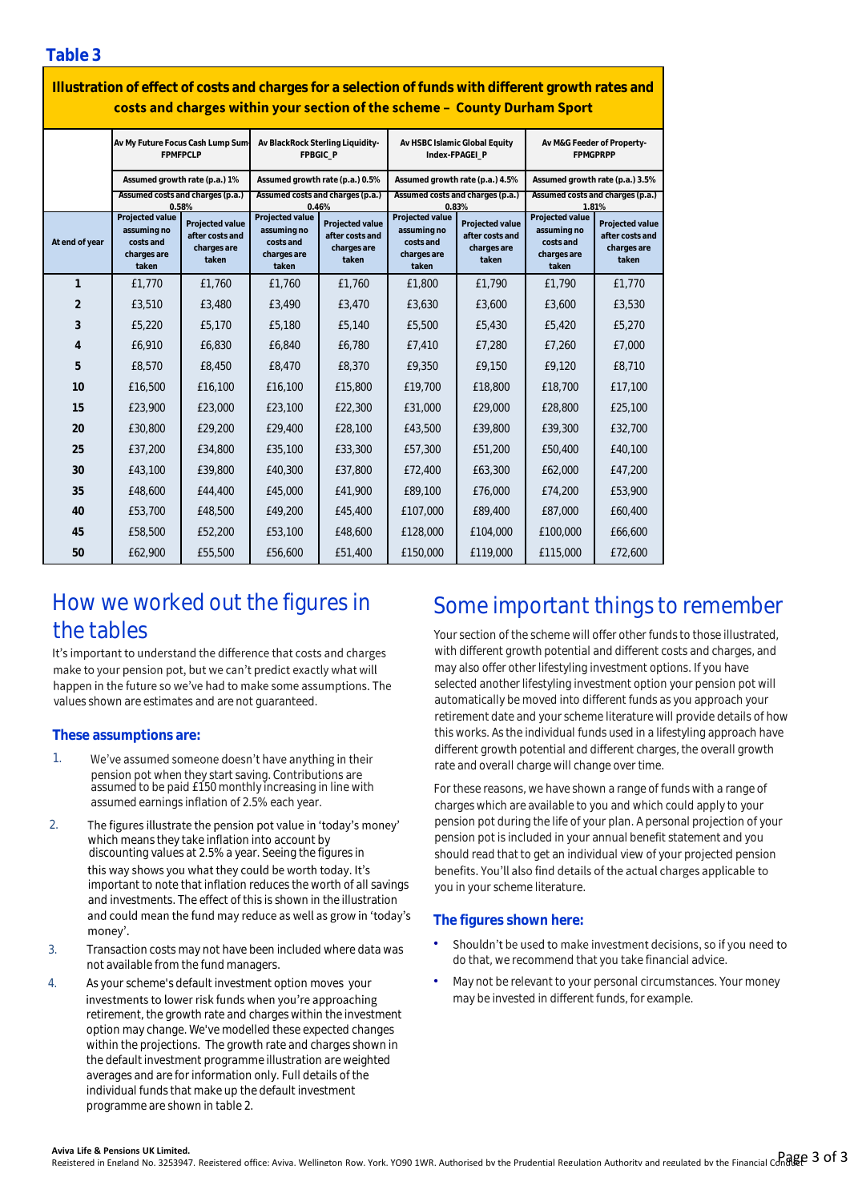## Table 3

| Illustration of effect of costs and charges for a selection of funds with different growth rates and costs and charges within your section of the scheme – County Durham Sport | | | | | | | | |
|---|---|---|---|---|---|---|---|---|
| | Av My Future Focus Cash Lump Sum-FPMFPCLP | | Av BlackRock Sterling Liquidity-FPBGIC_P | | Av HSBC Islamic Global Equity Index-FPAGEI_P | | Av M&G Feeder of Property-FPMGPRPP | |
| | Assumed growth rate (p.a.) 1% | | Assumed growth rate (p.a.) 0.5% | | Assumed growth rate (p.a.) 4.5% | | Assumed growth rate (p.a.) 3.5% | |
| | Assumed costs and charges (p.a.) 0.58% | | Assumed costs and charges (p.a.) 0.46% | | Assumed costs and charges (p.a.) 0.83% | | Assumed costs and charges (p.a.) 1.81% | |
| At end of year | Projected value assuming no costs and charges are taken | Projected value after costs and charges are taken | Projected value assuming no costs and charges are taken | Projected value after costs and charges are taken | Projected value assuming no costs and charges are taken | Projected value after costs and charges are taken | Projected value assuming no costs and charges are taken | Projected value after costs and charges are taken |
| 1 | £1,770 | £1,760 | £1,760 | £1,760 | £1,800 | £1,790 | £1,790 | £1,770 |
| 2 | £3,510 | £3,480 | £3,490 | £3,470 | £3,630 | £3,600 | £3,600 | £3,530 |
| 3 | £5,220 | £5,170 | £5,180 | £5,140 | £5,500 | £5,430 | £5,420 | £5,270 |
| 4 | £6,910 | £6,830 | £6,840 | £6,780 | £7,410 | £7,280 | £7,260 | £7,000 |
| 5 | £8,570 | £8,450 | £8,470 | £8,370 | £9,350 | £9,150 | £9,120 | £8,710 |
| 10 | £16,500 | £16,100 | £16,100 | £15,800 | £19,700 | £18,800 | £18,700 | £17,100 |
| 15 | £23,900 | £23,000 | £23,100 | £22,300 | £31,000 | £29,000 | £28,800 | £25,100 |
| 20 | £30,800 | £29,200 | £29,400 | £28,100 | £43,500 | £39,800 | £39,300 | £32,700 |
| 25 | £37,200 | £34,800 | £35,100 | £33,300 | £57,300 | £51,200 | £50,400 | £40,100 |
| 30 | £43,100 | £39,800 | £40,300 | £37,800 | £72,400 | £63,300 | £62,000 | £47,200 |
| 35 | £48,600 | £44,400 | £45,000 | £41,900 | £89,100 | £76,000 | £74,200 | £53,900 |
| 40 | £53,700 | £48,500 | £49,200 | £45,400 | £107,000 | £89,400 | £87,000 | £60,400 |
| 45 | £58,500 | £52,200 | £53,100 | £48,600 | £128,000 | £104,000 | £100,000 | £66,600 |
| 50 | £62,900 | £55,500 | £56,600 | £51,400 | £150,000 | £119,000 | £115,000 | £72,600 |

# How we worked out the figures in the tables

It's important to understand the difference that costs and charges make to your pension pot, but we can't predict exactly what will happen in the future so we've had to make some assumptions. The values shown are estimates and are not guaranteed.

### These assumptions are:

1. We've assumed someone doesn't have anything in their pension pot when they start saving. Contributions are assumed to be paid £150 monthly increasing in line with assumed earnings inflation of 2.5% each year.
2. The figures illustrate the pension pot value in 'today's money' which means they take inflation into account by discounting values at 2.5% a year. Seeing the figures in this way shows you what they could be worth today. It's important to note that inflation reduces the worth of all savings and investments. The effect of this is shown in the illustration and could mean the fund may reduce as well as grow in 'today's money'.
3. Transaction costs may not have been included where data was not available from the fund managers.
4. As your scheme's default investment option moves your investments to lower risk funds when you're approaching retirement, the growth rate and charges within the investment option may change. We've modelled these expected changes within the projections. The growth rate and charges shown in the default investment programme illustration are weighted averages and are for information only. Full details of the individual funds that make up the default investment programme are shown in table 2.

# Some important things to remember

Your section of the scheme will offer other funds to those illustrated, with different growth potential and different costs and charges, and may also offer other lifestyling investment options. If you have selected another lifestyling investment option your pension pot will automatically be moved into different funds as you approach your retirement date and your scheme literature will provide details of how this works. As the individual funds used in a lifestyling approach have different growth potential and different charges, the overall growth rate and overall charge will change over time.

For these reasons, we have shown a range of funds with a range of charges which are available to you and which could apply to your pension pot during the life of your plan. A personal projection of your pension pot is included in your annual benefit statement and you should read that to get an individual view of your projected pension benefits. You'll also find details of the actual charges applicable to you in your scheme literature.

### The figures shown here:

- Shouldn't be used to make investment decisions, so if you need to do that, we recommend that you take financial advice.
- May not be relevant to your personal circumstances. Your money may be invested in different funds, for example.

**Aviva Life & Pensions UK Limited.**
Registered in England No. 3253947. Registered office: Aviva, Wellington Row, York, YO90 1WR. Authorised by the Prudential Regulation Authority and regulated by the Financial Conduct